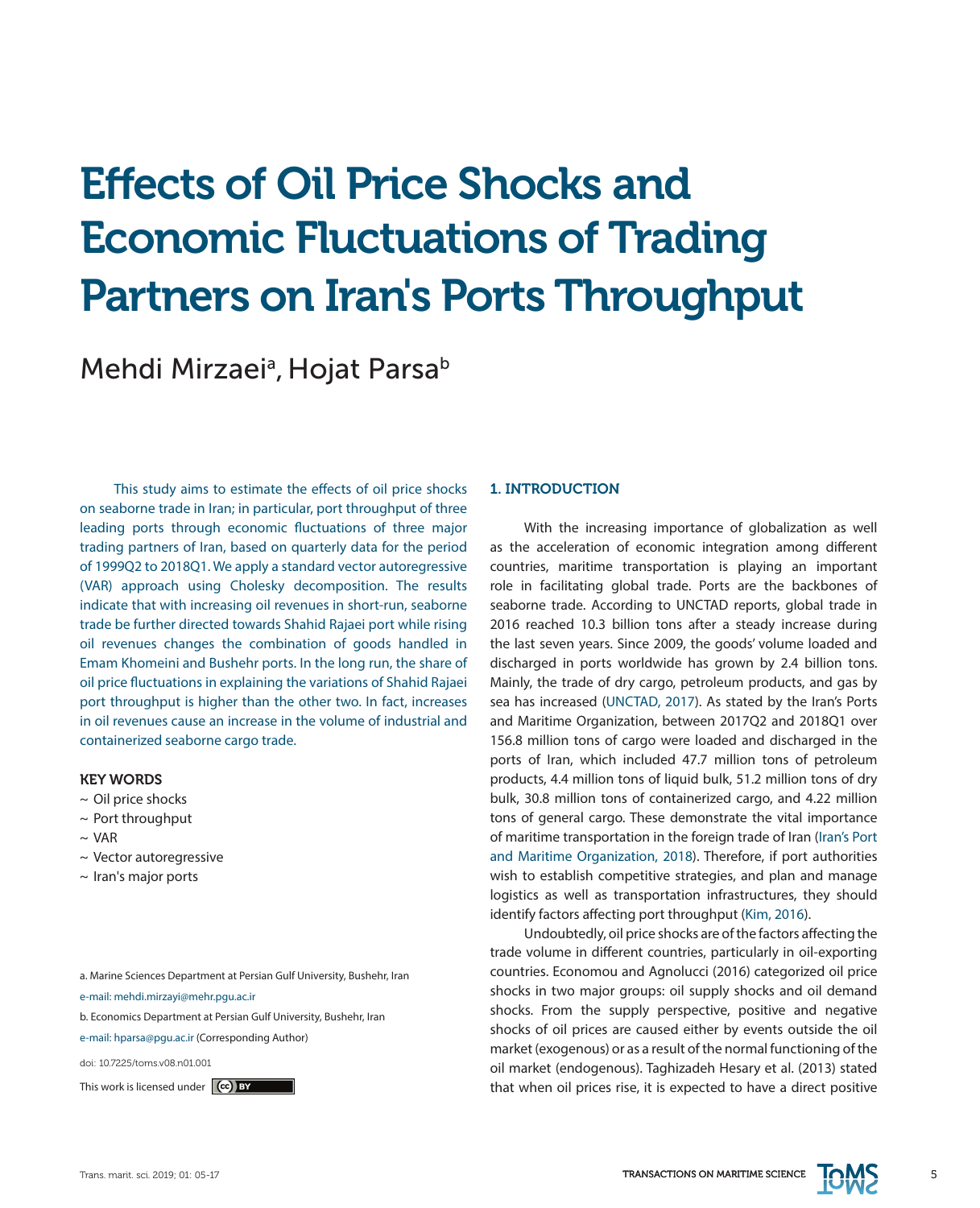# Effects of Oil Price Shocks and Economic Fluctuations of Trading Partners on Iran's Ports Throughput

Mehdi Mirzaei[a], Hojat Parsa[b]

This study aims to estimate the effects of oil price shocks on seaborne trade in Iran; in particular, port throughput of three leading ports through economic fluctuations of three major trading partners of Iran, based on quarterly data for the period of 1999Q2 to 2018Q1. We apply a standard vector autoregressive (VAR) approach using Cholesky decomposition. The results indicate that with increasing oil revenues in short-run, seaborne trade be further directed towards Shahid Rajaei port while rising oil revenues changes the combination of goods handled in Emam Khomeini and Bushehr ports. In the long run, the share of oil price fluctuations in explaining the variations of Shahid Rajaei port throughput is higher than the other two. In fact, increases in oil revenues cause an increase in the volume of industrial and containerized seaborne cargo trade.

**KEY WORDS**

~ Oil price shocks
~ Port throughput
~ VAR
~ Vector autoregressive
~ Iran's major ports

a. Marine Sciences Department at Persian Gulf University, Bushehr, Iran
e-mail: mehdi.mirzayi@mehr.pgu.ac.ir

b. Economics Department at Persian Gulf University, Bushehr, Iran
e-mail: hparsa@pgu.ac.ir (Corresponding Author)

doi: 10.7225/toms.v08.n01.001

This work is licensed under CC BY

## 1. INTRODUCTION

With the increasing importance of globalization as well as the acceleration of economic integration among different countries, maritime transportation is playing an important role in facilitating global trade. Ports are the backbones of seaborne trade. According to UNCTAD reports, global trade in 2016 reached 10.3 billion tons after a steady increase during the last seven years. Since 2009, the goods' volume loaded and discharged in ports worldwide has grown by 2.4 billion tons. Mainly, the trade of dry cargo, petroleum products, and gas by sea has increased (UNCTAD, 2017). As stated by the Iran's Ports and Maritime Organization, between 2017Q2 and 2018Q1 over 156.8 million tons of cargo were loaded and discharged in the ports of Iran, which included 47.7 million tons of petroleum products, 4.4 million tons of liquid bulk, 51.2 million tons of dry bulk, 30.8 million tons of containerized cargo, and 4.22 million tons of general cargo. These demonstrate the vital importance of maritime transportation in the foreign trade of Iran (Iran's Port and Maritime Organization, 2018). Therefore, if port authorities wish to establish competitive strategies, and plan and manage logistics as well as transportation infrastructures, they should identify factors affecting port throughput (Kim, 2016).

Undoubtedly, oil price shocks are of the factors affecting the trade volume in different countries, particularly in oil-exporting countries. Economou and Agnolucci (2016) categorized oil price shocks in two major groups: oil supply shocks and oil demand shocks. From the supply perspective, positive and negative shocks of oil prices are caused either by events outside the oil market (exogenous) or as a result of the normal functioning of the oil market (endogenous). Taghizadeh Hesary et al. (2013) stated that when oil prices rise, it is expected to have a direct positive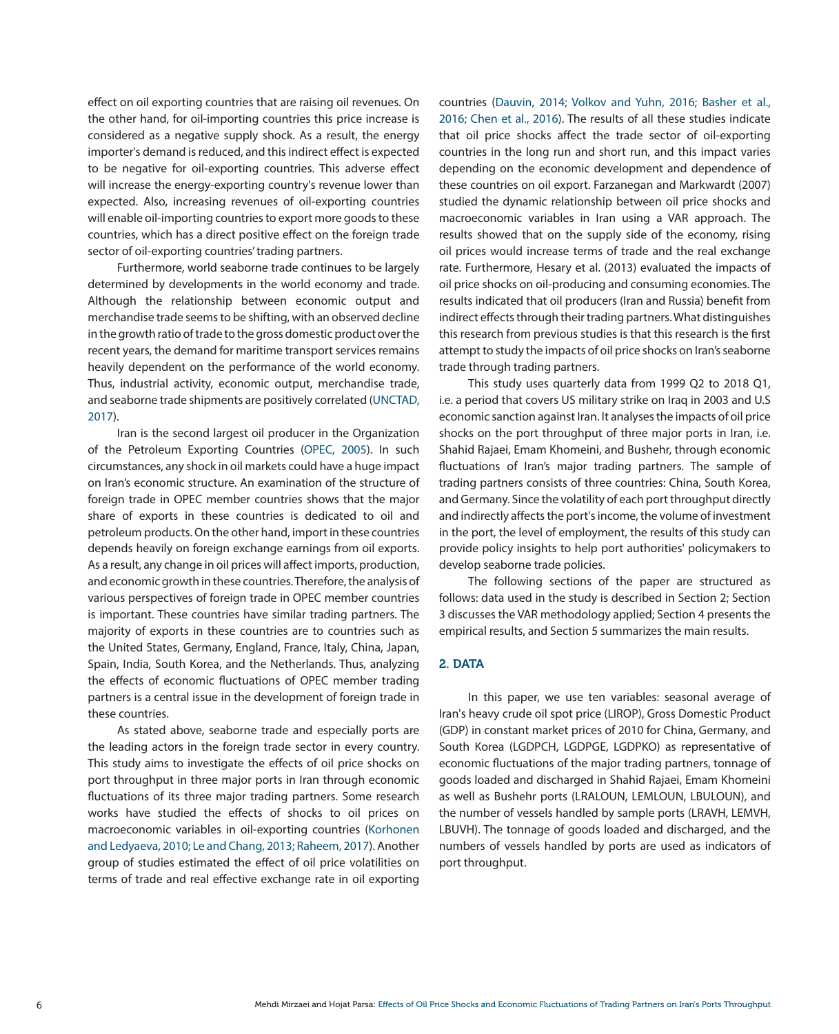effect on oil exporting countries that are raising oil revenues. On the other hand, for oil-importing countries this price increase is considered as a negative supply shock. As a result, the energy importer's demand is reduced, and this indirect effect is expected to be negative for oil-exporting countries. This adverse effect will increase the energy-exporting country's revenue lower than expected. Also, increasing revenues of oil-exporting countries will enable oil-importing countries to export more goods to these countries, which has a direct positive effect on the foreign trade sector of oil-exporting countries' trading partners.

Furthermore, world seaborne trade continues to be largely determined by developments in the world economy and trade. Although the relationship between economic output and merchandise trade seems to be shifting, with an observed decline in the growth ratio of trade to the gross domestic product over the recent years, the demand for maritime transport services remains heavily dependent on the performance of the world economy. Thus, industrial activity, economic output, merchandise trade, and seaborne trade shipments are positively correlated (UNCTAD, 2017).

Iran is the second largest oil producer in the Organization of the Petroleum Exporting Countries (OPEC, 2005). In such circumstances, any shock in oil markets could have a huge impact on Iran's economic structure. An examination of the structure of foreign trade in OPEC member countries shows that the major share of exports in these countries is dedicated to oil and petroleum products. On the other hand, import in these countries depends heavily on foreign exchange earnings from oil exports. As a result, any change in oil prices will affect imports, production, and economic growth in these countries. Therefore, the analysis of various perspectives of foreign trade in OPEC member countries is important. These countries have similar trading partners. The majority of exports in these countries are to countries such as the United States, Germany, England, France, Italy, China, Japan, Spain, India, South Korea, and the Netherlands. Thus, analyzing the effects of economic fluctuations of OPEC member trading partners is a central issue in the development of foreign trade in these countries.

As stated above, seaborne trade and especially ports are the leading actors in the foreign trade sector in every country. This study aims to investigate the effects of oil price shocks on port throughput in three major ports in Iran through economic fluctuations of its three major trading partners. Some research works have studied the effects of shocks to oil prices on macroeconomic variables in oil-exporting countries (Korhonen and Ledyaeva, 2010; Le and Chang, 2013; Raheem, 2017). Another group of studies estimated the effect of oil price volatilities on terms of trade and real effective exchange rate in oil exporting countries (Dauvin, 2014; Volkov and Yuhn, 2016; Basher et al., 2016; Chen et al., 2016). The results of all these studies indicate that oil price shocks affect the trade sector of oil-exporting countries in the long run and short run, and this impact varies depending on the economic development and dependence of these countries on oil export. Farzanegan and Markwardt (2007) studied the dynamic relationship between oil price shocks and macroeconomic variables in Iran using a VAR approach. The results showed that on the supply side of the economy, rising oil prices would increase terms of trade and the real exchange rate. Furthermore, Hesary et al. (2013) evaluated the impacts of oil price shocks on oil-producing and consuming economies. The results indicated that oil producers (Iran and Russia) benefit from indirect effects through their trading partners. What distinguishes this research from previous studies is that this research is the first attempt to study the impacts of oil price shocks on Iran's seaborne trade through trading partners.

This study uses quarterly data from 1999 Q2 to 2018 Q1, i.e. a period that covers US military strike on Iraq in 2003 and U.S economic sanction against Iran. It analyses the impacts of oil price shocks on the port throughput of three major ports in Iran, i.e. Shahid Rajaei, Emam Khomeini, and Bushehr, through economic fluctuations of Iran's major trading partners. The sample of trading partners consists of three countries: China, South Korea, and Germany. Since the volatility of each port throughput directly and indirectly affects the port's income, the volume of investment in the port, the level of employment, the results of this study can provide policy insights to help port authorities' policymakers to develop seaborne trade policies.

The following sections of the paper are structured as follows: data used in the study is described in Section 2; Section 3 discusses the VAR methodology applied; Section 4 presents the empirical results, and Section 5 summarizes the main results.

## 2. DATA

In this paper, we use ten variables: seasonal average of Iran's heavy crude oil spot price (LIROP), Gross Domestic Product (GDP) in constant market prices of 2010 for China, Germany, and South Korea (LGDPCH, LGDPGE, LGDPKO) as representative of economic fluctuations of the major trading partners, tonnage of goods loaded and discharged in Shahid Rajaei, Emam Khomeini as well as Bushehr ports (LRALOUN, LEMLOUN, LBULOUN), and the number of vessels handled by sample ports (LRAVH, LEMVH, LBUVH). The tonnage of goods loaded and discharged, and the numbers of vessels handled by ports are used as indicators of port throughput.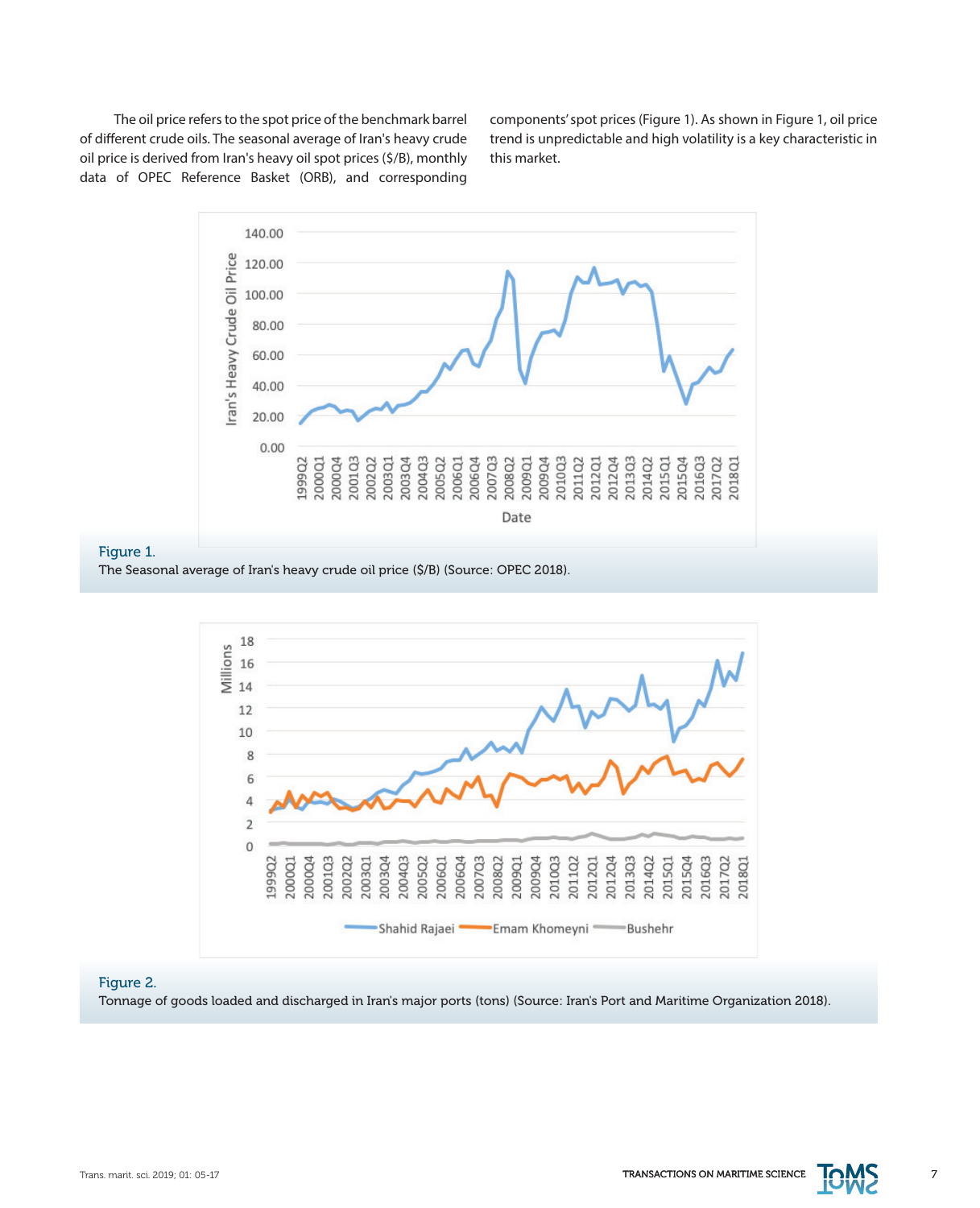The oil price refers to the spot price of the benchmark barrel of different crude oils. The seasonal average of Iran's heavy crude oil price is derived from Iran's heavy oil spot prices ($/B), monthly data of OPEC Reference Basket (ORB), and corresponding components' spot prices (Figure 1). As shown in Figure 1, oil price trend is unpredictable and high volatility is a key characteristic in this market.

Figure 1.
The Seasonal average of Iran's heavy crude oil price ($/B) (Source: OPEC 2018).

Figure 2.
Tonnage of goods loaded and discharged in Iran's major ports (tons) (Source: Iran's Port and Maritime Organization 2018).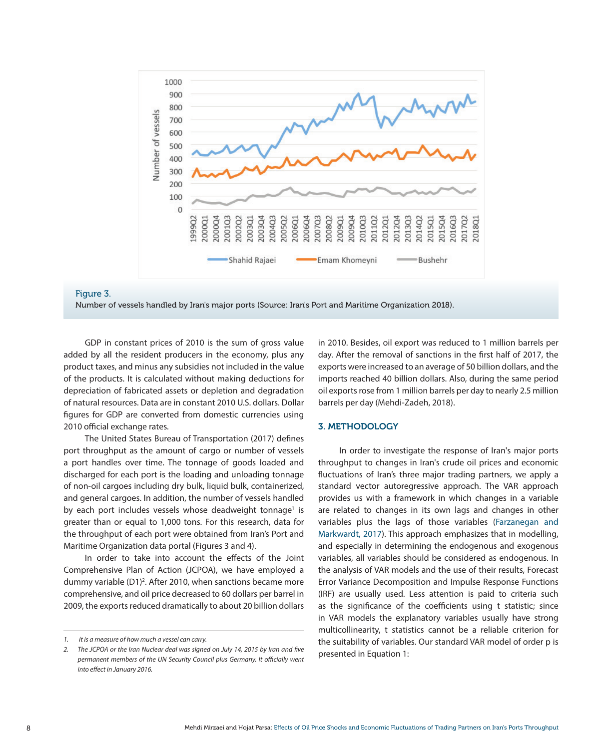Figure 3.
Number of vessels handled by Iran's major ports (Source: Iran's Port and Maritime Organization 2018).

GDP in constant prices of 2010 is the sum of gross value added by all the resident producers in the economy, plus any product taxes, and minus any subsidies not included in the value of the products. It is calculated without making deductions for depreciation of fabricated assets or depletion and degradation of natural resources. Data are in constant 2010 U.S. dollars. Dollar figures for GDP are converted from domestic currencies using 2010 official exchange rates.

The United States Bureau of Transportation (2017) defines port throughput as the amount of cargo or number of vessels a port handles over time. The tonnage of goods loaded and discharged for each port is the loading and unloading tonnage of non-oil cargoes including dry bulk, liquid bulk, containerized, and general cargoes. In addition, the number of vessels handled by each port includes vessels whose deadweight tonnage[1] is greater than or equal to 1,000 tons. For this research, data for the throughput of each port were obtained from Iran's Port and Maritime Organization data portal (Figures 3 and 4).

In order to take into account the effects of the Joint Comprehensive Plan of Action (JCPOA), we have employed a dummy variable (D1)[2]. After 2010, when sanctions became more comprehensive, and oil price decreased to 60 dollars per barrel in 2009, the exports reduced dramatically to about 20 billion dollars in 2010. Besides, oil export was reduced to 1 million barrels per day. After the removal of sanctions in the first half of 2017, the exports were increased to an average of 50 billion dollars, and the imports reached 40 billion dollars. Also, during the same period oil exports rose from 1 million barrels per day to nearly 2.5 million barrels per day (Mehdi-Zadeh, 2018).

## 3. METHODOLOGY

In order to investigate the response of Iran's major ports throughput to changes in Iran's crude oil prices and economic fluctuations of Iran's three major trading partners, we apply a standard vector autoregressive approach. The VAR approach provides us with a framework in which changes in a variable are related to changes in its own lags and changes in other variables plus the lags of those variables (Farzanegan and Markwardt, 2017). This approach emphasizes that in modelling, and especially in determining the endogenous and exogenous variables, all variables should be considered as endogenous. In the analysis of VAR models and the use of their results, Forecast Error Variance Decomposition and Impulse Response Functions (IRF) are usually used. Less attention is paid to criteria such as the significance of the coefficients using t statistic; since in VAR models the explanatory variables usually have strong multicollinearity, t statistics cannot be a reliable criterion for the suitability of variables. Our standard VAR model of order p is presented in Equation 1:

---

1. *It is a measure of how much a vessel can carry.*
2. *The JCPOA or the Iran Nuclear deal was signed on July 14, 2015 by Iran and five permanent members of the UN Security Council plus Germany. It officially went into effect in January 2016.*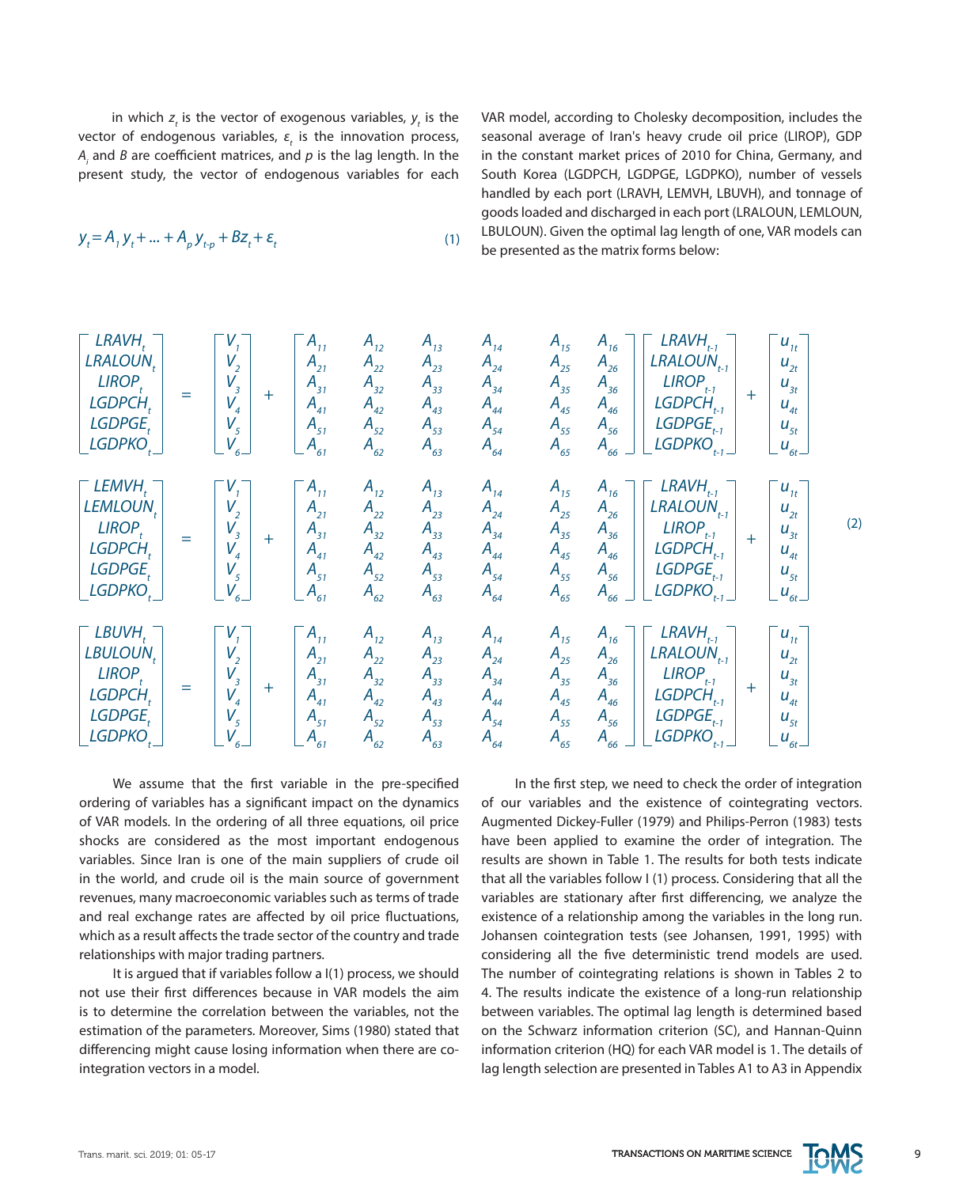in which $z_t$ is the vector of exogenous variables, $y_t$ is the vector of endogenous variables, $\varepsilon_t$ is the innovation process, $A_i$ and $B$ are coefficient matrices, and $p$ is the lag length. In the present study, the vector of endogenous variables for each

$$y_t = A_1 y_t + ... + A_p y_{t-p} + Bz_t + \varepsilon_t \tag{1}$$

VAR model, according to Cholesky decomposition, includes the seasonal average of Iran's heavy crude oil price (LIROP), GDP in the constant market prices of 2010 for China, Germany, and South Korea (LGDPCH, LGDPGE, LGDPKO), number of vessels handled by each port (LRAVH, LEMVH, LBUVH), and tonnage of goods loaded and discharged in each port (LRALOUN, LEMLOUN, LBULOUN). Given the optimal lag length of one, VAR models can be presented as the matrix forms below:

$$\begin{bmatrix} LRAVH_t \\ LRALOUN_t \\ LIROP_t \\ LGDPCH_t \\ LGDPGE_t \\ LGDPKO_t \end{bmatrix} = \begin{bmatrix} V_1 \\ V_2 \\ V_3 \\ V_4 \\ V_5 \\ V_6 \end{bmatrix} + \begin{bmatrix} A_{11} & A_{12} & A_{13} & A_{14} & A_{15} & A_{16} \\ A_{21} & A_{22} & A_{23} & A_{24} & A_{25} & A_{26} \\ A_{31} & A_{32} & A_{33} & A_{34} & A_{35} & A_{36} \\ A_{41} & A_{42} & A_{43} & A_{44} & A_{45} & A_{46} \\ A_{51} & A_{52} & A_{53} & A_{54} & A_{55} & A_{56} \\ A_{61} & A_{62} & A_{63} & A_{64} & A_{65} & A_{66} \end{bmatrix} \begin{bmatrix} LRAVH_{t-1} \\ LRALOUN_{t-1} \\ LIROP_{t-1} \\ LGDPCH_{t-1} \\ LGDPGE_{t-1} \\ LGDPKO_{t-1} \end{bmatrix} + \begin{bmatrix} u_{1t} \\ u_{2t} \\ u_{3t} \\ u_{4t} \\ u_{5t} \\ u_{6t} \end{bmatrix}$$

$$\begin{bmatrix} LEMVH_t \\ LEMLOUN_t \\ LIROP_t \\ LGDPCH_t \\ LGDPGE_t \\ LGDPKO_t \end{bmatrix} = \begin{bmatrix} V_1 \\ V_2 \\ V_3 \\ V_4 \\ V_5 \\ V_6 \end{bmatrix} + \begin{bmatrix} A_{11} & A_{12} & A_{13} & A_{14} & A_{15} & A_{16} \\ A_{21} & A_{22} & A_{23} & A_{24} & A_{25} & A_{26} \\ A_{31} & A_{32} & A_{33} & A_{34} & A_{35} & A_{36} \\ A_{41} & A_{42} & A_{43} & A_{44} & A_{45} & A_{46} \\ A_{51} & A_{52} & A_{53} & A_{54} & A_{55} & A_{56} \\ A_{61} & A_{62} & A_{63} & A_{64} & A_{65} & A_{66} \end{bmatrix} \begin{bmatrix} LRAVH_{t-1} \\ LRALOUN_{t-1} \\ LIROP_{t-1} \\ LGDPCH_{t-1} \\ LGDPGE_{t-1} \\ LGDPKO_{t-1} \end{bmatrix} + \begin{bmatrix} u_{1t} \\ u_{2t} \\ u_{3t} \\ u_{4t} \\ u_{5t} \\ u_{6t} \end{bmatrix} \tag{2}$$

$$\begin{bmatrix} LBUVH_t \\ LBULOUN_t \\ LIROP_t \\ LGDPCH_t \\ LGDPGE_t \\ LGDPKO_t \end{bmatrix} = \begin{bmatrix} V_1 \\ V_2 \\ V_3 \\ V_4 \\ V_5 \\ V_6 \end{bmatrix} + \begin{bmatrix} A_{11} & A_{12} & A_{13} & A_{14} & A_{15} & A_{16} \\ A_{21} & A_{22} & A_{23} & A_{24} & A_{25} & A_{26} \\ A_{31} & A_{32} & A_{33} & A_{34} & A_{35} & A_{36} \\ A_{41} & A_{42} & A_{43} & A_{44} & A_{45} & A_{46} \\ A_{51} & A_{52} & A_{53} & A_{54} & A_{55} & A_{56} \\ A_{61} & A_{62} & A_{63} & A_{64} & A_{65} & A_{66} \end{bmatrix} \begin{bmatrix} LRAVH_{t-1} \\ LRALOUN_{t-1} \\ LIROP_{t-1} \\ LGDPCH_{t-1} \\ LGDPGE_{t-1} \\ LGDPKO_{t-1} \end{bmatrix} + \begin{bmatrix} u_{1t} \\ u_{2t} \\ u_{3t} \\ u_{4t} \\ u_{5t} \\ u_{6t} \end{bmatrix}$$

We assume that the first variable in the pre-specified ordering of variables has a significant impact on the dynamics of VAR models. In the ordering of all three equations, oil price shocks are considered as the most important endogenous variables. Since Iran is one of the main suppliers of crude oil in the world, and crude oil is the main source of government revenues, many macroeconomic variables such as terms of trade and real exchange rates are affected by oil price fluctuations, which as a result affects the trade sector of the country and trade relationships with major trading partners.

It is argued that if variables follow a I(1) process, we should not use their first differences because in VAR models the aim is to determine the correlation between the variables, not the estimation of the parameters. Moreover, Sims (1980) stated that differencing might cause losing information when there are co-integration vectors in a model.

In the first step, we need to check the order of integration of our variables and the existence of cointegrating vectors. Augmented Dickey-Fuller (1979) and Philips-Perron (1983) tests have been applied to examine the order of integration. The results are shown in Table 1. The results for both tests indicate that all the variables follow I (1) process. Considering that all the variables are stationary after first differencing, we analyze the existence of a relationship among the variables in the long run. Johansen cointegration tests (see Johansen, 1991, 1995) with considering all the five deterministic trend models are used. The number of cointegrating relations is shown in Tables 2 to 4. The results indicate the existence of a long-run relationship between variables. The optimal lag length is determined based on the Schwarz information criterion (SC), and Hannan-Quinn information criterion (HQ) for each VAR model is 1. The details of lag length selection are presented in Tables A1 to A3 in Appendix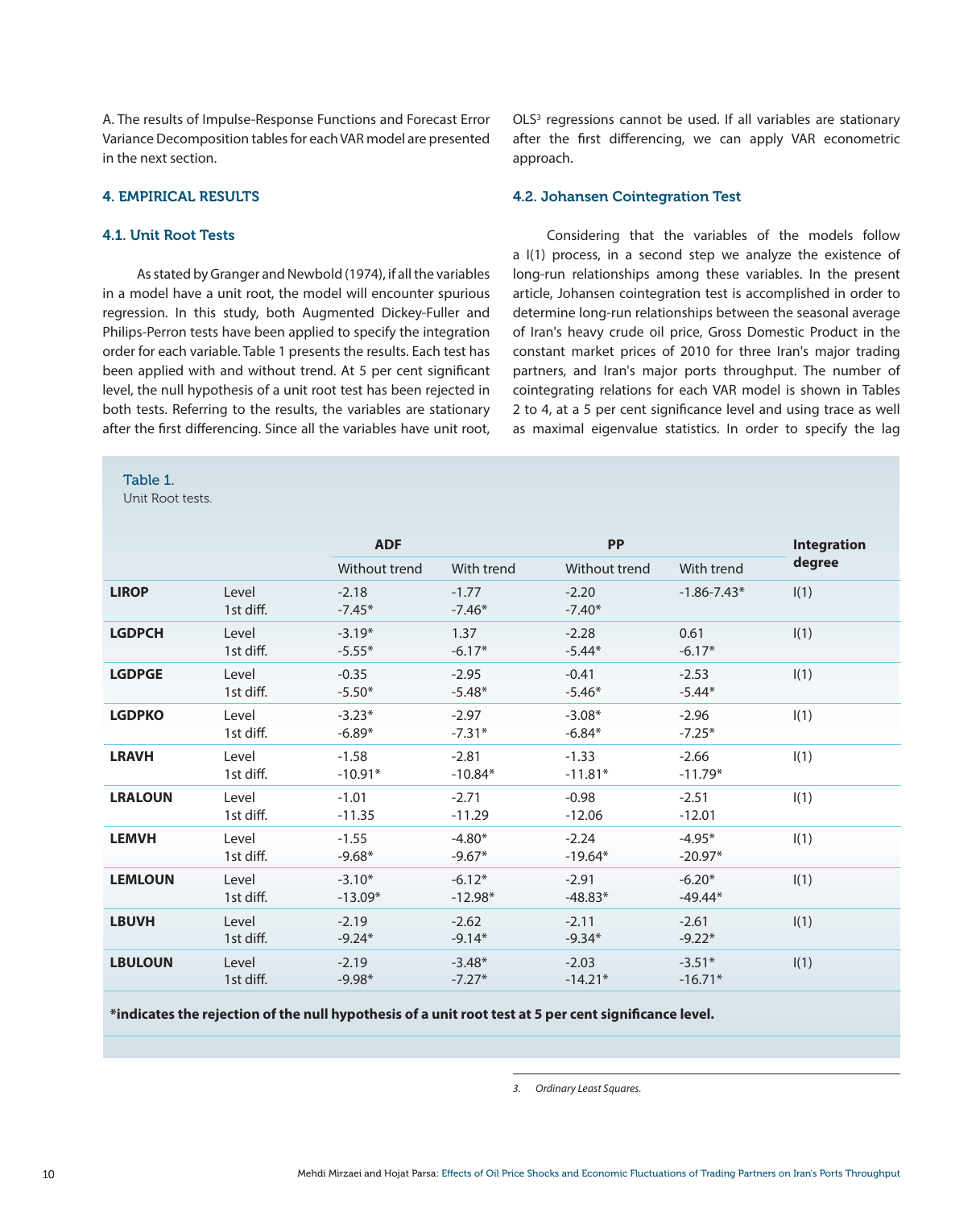A. The results of Impulse-Response Functions and Forecast Error Variance Decomposition tables for each VAR model are presented in the next section.

## 4. EMPIRICAL RESULTS

### 4.1. Unit Root Tests

As stated by Granger and Newbold (1974), if all the variables in a model have a unit root, the model will encounter spurious regression. In this study, both Augmented Dickey-Fuller and Philips-Perron tests have been applied to specify the integration order for each variable. Table 1 presents the results. Each test has been applied with and without trend. At 5 per cent significant level, the null hypothesis of a unit root test has been rejected in both tests. Referring to the results, the variables are stationary after the first differencing. Since all the variables have unit root, OLS[3] regressions cannot be used. If all variables are stationary after the first differencing, we can apply VAR econometric approach.

### 4.2. Johansen Cointegration Test

Considering that the variables of the models follow a I(1) process, in a second step we analyze the existence of long-run relationships among these variables. In the present article, Johansen cointegration test is accomplished in order to determine long-run relationships between the seasonal average of Iran's heavy crude oil price, Gross Domestic Product in the constant market prices of 2010 for three Iran's major trading partners, and Iran's major ports throughput. The number of cointegrating relations for each VAR model is shown in Tables 2 to 4, at a 5 per cent significance level and using trace as well as maximal eigenvalue statistics. In order to specify the lag

Table 1.
Unit Root tests.

| | | ADF | | PP | | Integration degree |
|---|---|---|---|---|---|---|
| | | Without trend | With trend | Without trend | With trend | |
| **LIROP** | Level | -2.18 | -1.77 | -2.20 | -1.86-7.43* | I(1) |
| | 1st diff. | -7.45* | -7.46* | -7.40* | | |
| **LGDPCH** | Level | -3.19* | 1.37 | -2.28 | 0.61 | I(1) |
| | 1st diff. | -5.55* | -6.17* | -5.44* | -6.17* | |
| **LGDPGE** | Level | -0.35 | -2.95 | -0.41 | -2.53 | I(1) |
| | 1st diff. | -5.50* | -5.48* | -5.46* | -5.44* | |
| **LGDPKO** | Level | -3.23* | -2.97 | -3.08* | -2.96 | I(1) |
| | 1st diff. | -6.89* | -7.31* | -6.84* | -7.25* | |
| **LRAVH** | Level | -1.58 | -2.81 | -1.33 | -2.66 | I(1) |
| | 1st diff. | -10.91* | -10.84* | -11.81* | -11.79* | |
| **LRALOUN** | Level | -1.01 | -2.71 | -0.98 | -2.51 | I(1) |
| | 1st diff. | -11.35 | -11.29 | -12.06 | -12.01 | |
| **LEMVH** | Level | -1.55 | -4.80* | -2.24 | -4.95* | I(1) |
| | 1st diff. | -9.68* | -9.67* | -19.64* | -20.97* | |
| **LEMLOUN** | Level | -3.10* | -6.12* | -2.91 | -6.20* | I(1) |
| | 1st diff. | -13.09* | -12.98* | -48.83* | -49.44* | |
| **LBUVH** | Level | -2.19 | -2.62 | -2.11 | -2.61 | I(1) |
| | 1st diff. | -9.24* | -9.14* | -9.34* | -9.22* | |
| **LBULOUN** | Level | -2.19 | -3.48* | -2.03 | -3.51* | I(1) |
| | 1st diff. | -9.98* | -7.27* | -14.21* | -16.71* | |

**\*indicates the rejection of the null hypothesis of a unit root test at 5 per cent significance level.**

3. *Ordinary Least Squares.*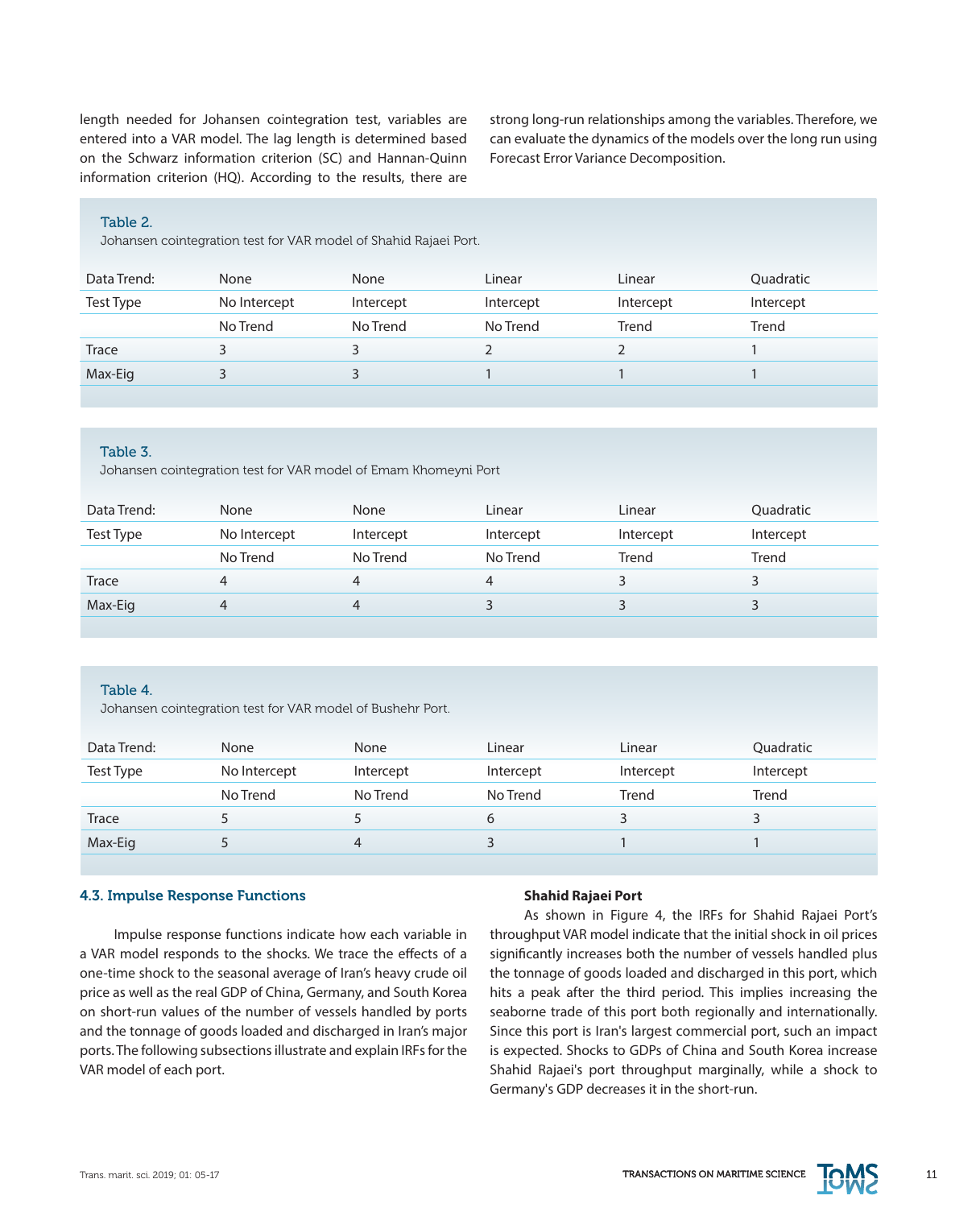length needed for Johansen cointegration test, variables are entered into a VAR model. The lag length is determined based on the Schwarz information criterion (SC) and Hannan-Quinn information criterion (HQ). According to the results, there are strong long-run relationships among the variables. Therefore, we can evaluate the dynamics of the models over the long run using Forecast Error Variance Decomposition.

Table 2.
Johansen cointegration test for VAR model of Shahid Rajaei Port.

| Data Trend: | None | None | Linear | Linear | Quadratic |
|---|---|---|---|---|---|
| Test Type | No Intercept | Intercept | Intercept | Intercept | Intercept |
| | No Trend | No Trend | No Trend | Trend | Trend |
| Trace | 3 | 3 | 2 | 2 | 1 |
| Max-Eig | 3 | 3 | 1 | 1 | 1 |

Table 3.
Johansen cointegration test for VAR model of Emam Khomeyni Port

| Data Trend: | None | None | Linear | Linear | Quadratic |
|---|---|---|---|---|---|
| Test Type | No Intercept | Intercept | Intercept | Intercept | Intercept |
| | No Trend | No Trend | No Trend | Trend | Trend |
| Trace | 4 | 4 | 4 | 3 | 3 |
| Max-Eig | 4 | 4 | 3 | 3 | 3 |

Table 4.
Johansen cointegration test for VAR model of Bushehr Port.

| Data Trend: | None | None | Linear | Linear | Quadratic |
|---|---|---|---|---|---|
| Test Type | No Intercept | Intercept | Intercept | Intercept | Intercept |
| | No Trend | No Trend | No Trend | Trend | Trend |
| Trace | 5 | 5 | 6 | 3 | 3 |
| Max-Eig | 5 | 4 | 3 | 1 | 1 |

### 4.3. Impulse Response Functions

Impulse response functions indicate how each variable in a VAR model responds to the shocks. We trace the effects of a one-time shock to the seasonal average of Iran's heavy crude oil price as well as the real GDP of China, Germany, and South Korea on short-run values of the number of vessels handled by ports and the tonnage of goods loaded and discharged in Iran's major ports. The following subsections illustrate and explain IRFs for the VAR model of each port.

**Shahid Rajaei Port**

As shown in Figure 4, the IRFs for Shahid Rajaei Port's throughput VAR model indicate that the initial shock in oil prices significantly increases both the number of vessels handled plus the tonnage of goods loaded and discharged in this port, which hits a peak after the third period. This implies increasing the seaborne trade of this port both regionally and internationally. Since this port is Iran's largest commercial port, such an impact is expected. Shocks to GDPs of China and South Korea increase Shahid Rajaei's port throughput marginally, while a shock to Germany's GDP decreases it in the short-run.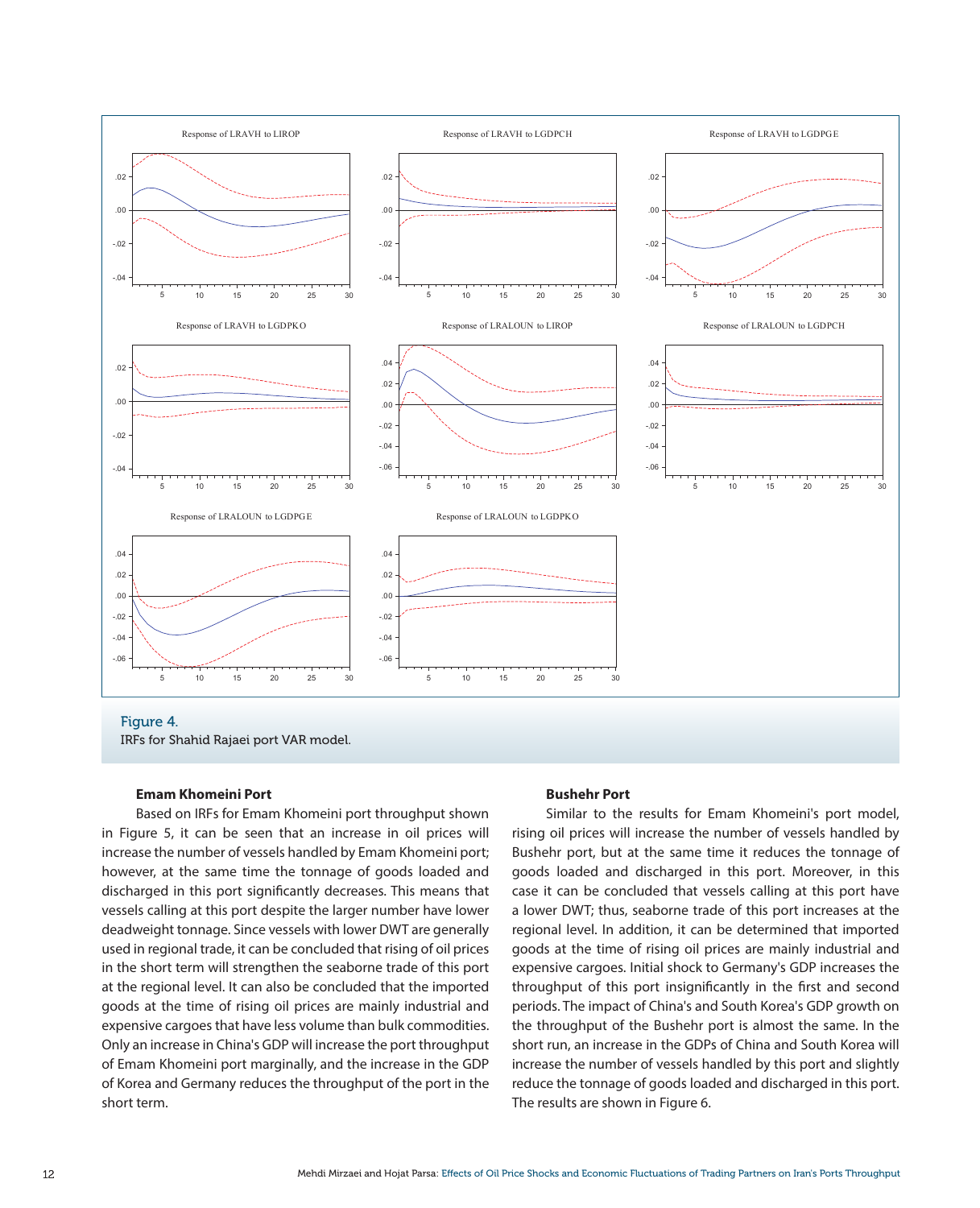Figure 4.
IRFs for Shahid Rajaei port VAR model.

**Emam Khomeini Port**

Based on IRFs for Emam Khomeini port throughput shown in Figure 5, it can be seen that an increase in oil prices will increase the number of vessels handled by Emam Khomeini port; however, at the same time the tonnage of goods loaded and discharged in this port significantly decreases. This means that vessels calling at this port despite the larger number have lower deadweight tonnage. Since vessels with lower DWT are generally used in regional trade, it can be concluded that rising of oil prices in the short term will strengthen the seaborne trade of this port at the regional level. It can also be concluded that the imported goods at the time of rising oil prices are mainly industrial and expensive cargoes that have less volume than bulk commodities. Only an increase in China's GDP will increase the port throughput of Emam Khomeini port marginally, and the increase in the GDP of Korea and Germany reduces the throughput of the port in the short term.

**Bushehr Port**

Similar to the results for Emam Khomeini's port model, rising oil prices will increase the number of vessels handled by Bushehr port, but at the same time it reduces the tonnage of goods loaded and discharged in this port. Moreover, in this case it can be concluded that vessels calling at this port have a lower DWT; thus, seaborne trade of this port increases at the regional level. In addition, it can be determined that imported goods at the time of rising oil prices are mainly industrial and expensive cargoes. Initial shock to Germany's GDP increases the throughput of this port insignificantly in the first and second periods. The impact of China's and South Korea's GDP growth on the throughput of the Bushehr port is almost the same. In the short run, an increase in the GDPs of China and South Korea will increase the number of vessels handled by this port and slightly reduce the tonnage of goods loaded and discharged in this port. The results are shown in Figure 6.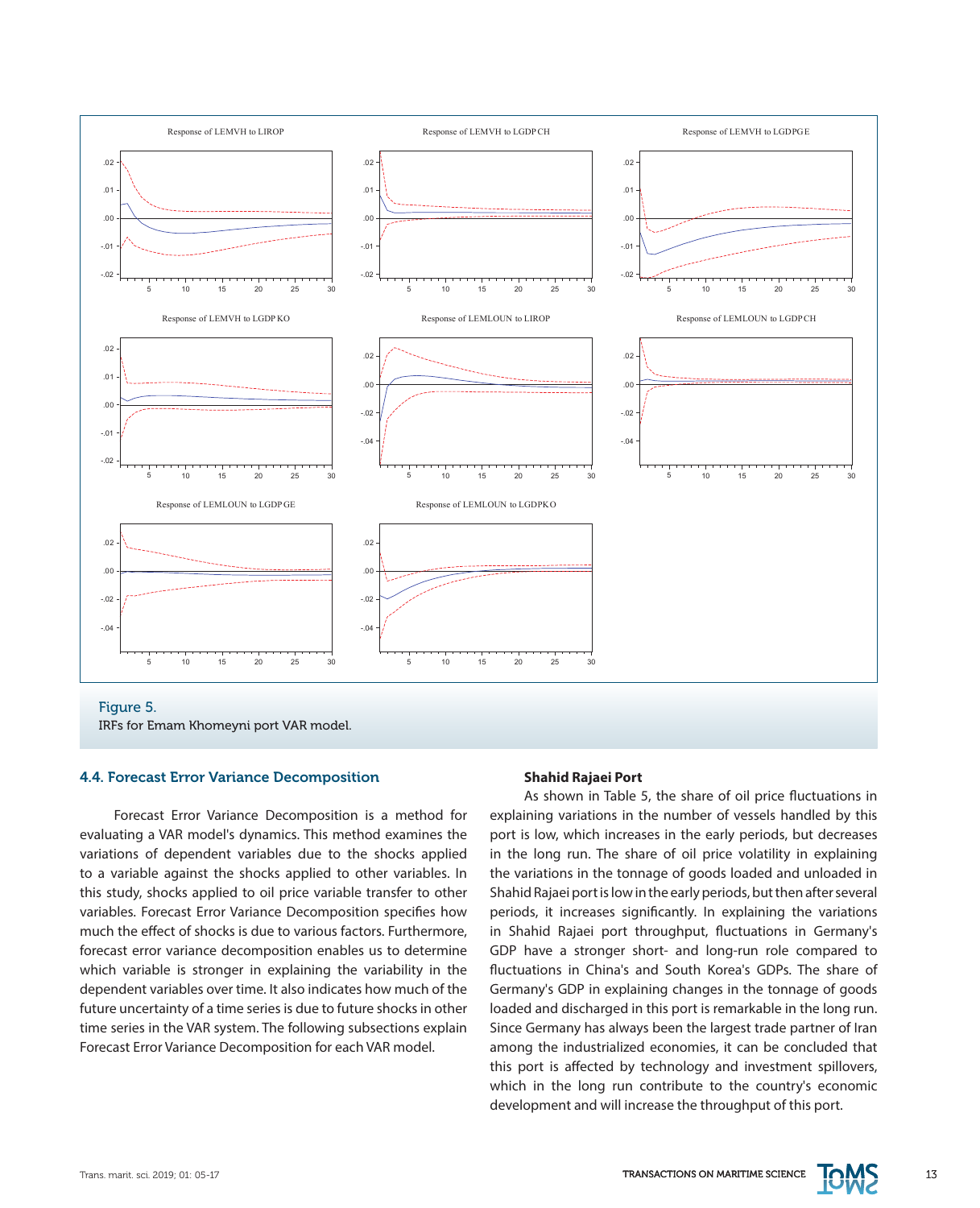Figure 5.
IRFs for Emam Khomeyni port VAR model.

### 4.4. Forecast Error Variance Decomposition

Forecast Error Variance Decomposition is a method for evaluating a VAR model's dynamics. This method examines the variations of dependent variables due to the shocks applied to a variable against the shocks applied to other variables. In this study, shocks applied to oil price variable transfer to other variables. Forecast Error Variance Decomposition specifies how much the effect of shocks is due to various factors. Furthermore, forecast error variance decomposition enables us to determine which variable is stronger in explaining the variability in the dependent variables over time. It also indicates how much of the future uncertainty of a time series is due to future shocks in other time series in the VAR system. The following subsections explain Forecast Error Variance Decomposition for each VAR model.

**Shahid Rajaei Port**

As shown in Table 5, the share of oil price fluctuations in explaining variations in the number of vessels handled by this port is low, which increases in the early periods, but decreases in the long run. The share of oil price volatility in explaining the variations in the tonnage of goods loaded and unloaded in Shahid Rajaei port is low in the early periods, but then after several periods, it increases significantly. In explaining the variations in Shahid Rajaei port throughput, fluctuations in Germany's GDP have a stronger short- and long-run role compared to fluctuations in China's and South Korea's GDPs. The share of Germany's GDP in explaining changes in the tonnage of goods loaded and discharged in this port is remarkable in the long run. Since Germany has always been the largest trade partner of Iran among the industrialized economies, it can be concluded that this port is affected by technology and investment spillovers, which in the long run contribute to the country's economic development and will increase the throughput of this port.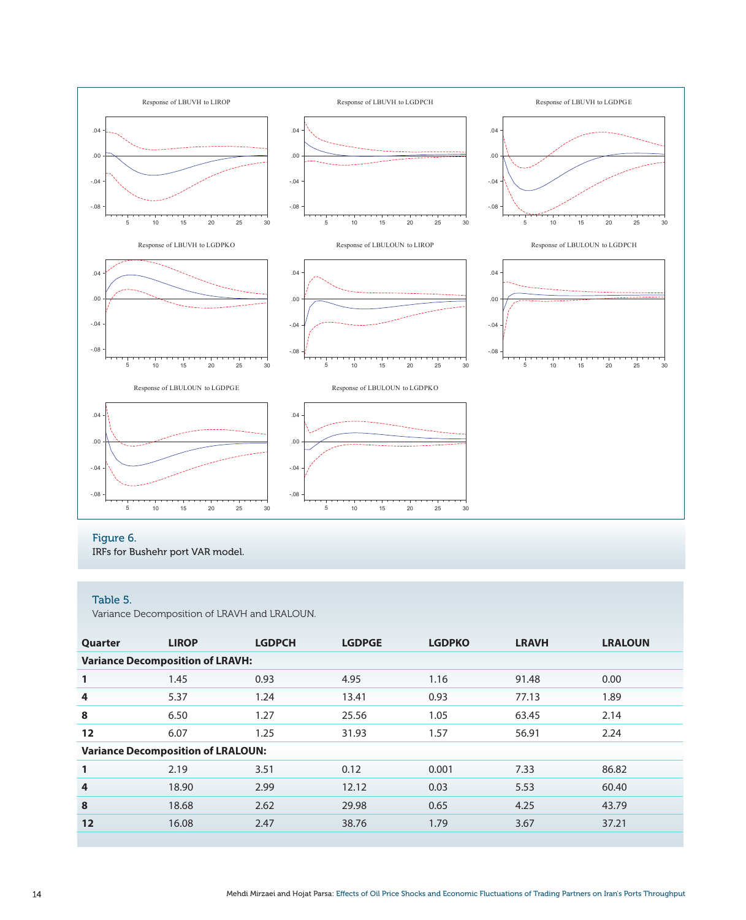Figure 6.
IRFs for Bushehr port VAR model.

Table 5.
Variance Decomposition of LRAVH and LRALOUN.

| Quarter | LIROP | LGDPCH | LGDPGE | LGDPKO | LRAVH | LRALOUN |
|---|---|---|---|---|---|---|
| **Variance Decomposition of LRAVH:** | | | | | | |
| **1** | 1.45 | 0.93 | 4.95 | 1.16 | 91.48 | 0.00 |
| **4** | 5.37 | 1.24 | 13.41 | 0.93 | 77.13 | 1.89 |
| **8** | 6.50 | 1.27 | 25.56 | 1.05 | 63.45 | 2.14 |
| **12** | 6.07 | 1.25 | 31.93 | 1.57 | 56.91 | 2.24 |
| **Variance Decomposition of LRALOUN:** | | | | | | |
| **1** | 2.19 | 3.51 | 0.12 | 0.001 | 7.33 | 86.82 |
| **4** | 18.90 | 2.99 | 12.12 | 0.03 | 5.53 | 60.40 |
| **8** | 18.68 | 2.62 | 29.98 | 0.65 | 4.25 | 43.79 |
| **12** | 16.08 | 2.47 | 38.76 | 1.79 | 3.67 | 37.21 |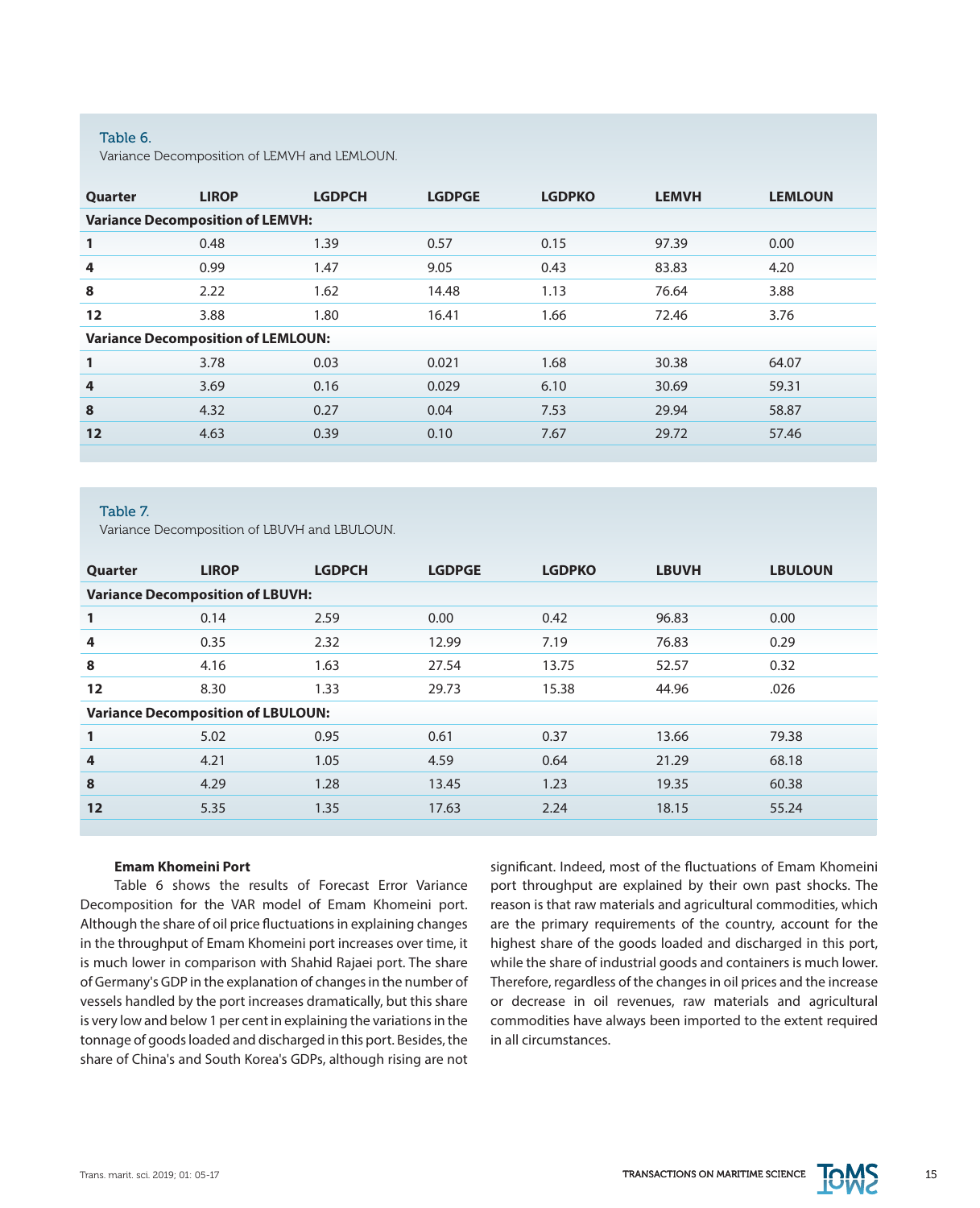Table 6.
Variance Decomposition of LEMVH and LEMLOUN.

| Quarter | LIROP | LGDPCH | LGDPGE | LGDPKO | LEMVH | LEMLOUN |
|---|---|---|---|---|---|---|
| **Variance Decomposition of LEMVH:** | | | | | | |
| **1** | 0.48 | 1.39 | 0.57 | 0.15 | 97.39 | 0.00 |
| **4** | 0.99 | 1.47 | 9.05 | 0.43 | 83.83 | 4.20 |
| **8** | 2.22 | 1.62 | 14.48 | 1.13 | 76.64 | 3.88 |
| **12** | 3.88 | 1.80 | 16.41 | 1.66 | 72.46 | 3.76 |
| **Variance Decomposition of LEMLOUN:** | | | | | | |
| **1** | 3.78 | 0.03 | 0.021 | 1.68 | 30.38 | 64.07 |
| **4** | 3.69 | 0.16 | 0.029 | 6.10 | 30.69 | 59.31 |
| **8** | 4.32 | 0.27 | 0.04 | 7.53 | 29.94 | 58.87 |
| **12** | 4.63 | 0.39 | 0.10 | 7.67 | 29.72 | 57.46 |

Table 7.
Variance Decomposition of LBUVH and LBULOUN.

| Quarter | LIROP | LGDPCH | LGDPGE | LGDPKO | LBUVH | LBULOUN |
|---|---|---|---|---|---|---|
| **Variance Decomposition of LBUVH:** | | | | | | |
| **1** | 0.14 | 2.59 | 0.00 | 0.42 | 96.83 | 0.00 |
| **4** | 0.35 | 2.32 | 12.99 | 7.19 | 76.83 | 0.29 |
| **8** | 4.16 | 1.63 | 27.54 | 13.75 | 52.57 | 0.32 |
| **12** | 8.30 | 1.33 | 29.73 | 15.38 | 44.96 | .026 |
| **Variance Decomposition of LBULOUN:** | | | | | | |
| **1** | 5.02 | 0.95 | 0.61 | 0.37 | 13.66 | 79.38 |
| **4** | 4.21 | 1.05 | 4.59 | 0.64 | 21.29 | 68.18 |
| **8** | 4.29 | 1.28 | 13.45 | 1.23 | 19.35 | 60.38 |
| **12** | 5.35 | 1.35 | 17.63 | 2.24 | 18.15 | 55.24 |

**Emam Khomeini Port**

Table 6 shows the results of Forecast Error Variance Decomposition for the VAR model of Emam Khomeini port. Although the share of oil price fluctuations in explaining changes in the throughput of Emam Khomeini port increases over time, it is much lower in comparison with Shahid Rajaei port. The share of Germany's GDP in the explanation of changes in the number of vessels handled by the port increases dramatically, but this share is very low and below 1 per cent in explaining the variations in the tonnage of goods loaded and discharged in this port. Besides, the share of China's and South Korea's GDPs, although rising are not significant. Indeed, most of the fluctuations of Emam Khomeini port throughput are explained by their own past shocks. The reason is that raw materials and agricultural commodities, which are the primary requirements of the country, account for the highest share of the goods loaded and discharged in this port, while the share of industrial goods and containers is much lower. Therefore, regardless of the changes in oil prices and the increase or decrease in oil revenues, raw materials and agricultural commodities have always been imported to the extent required in all circumstances.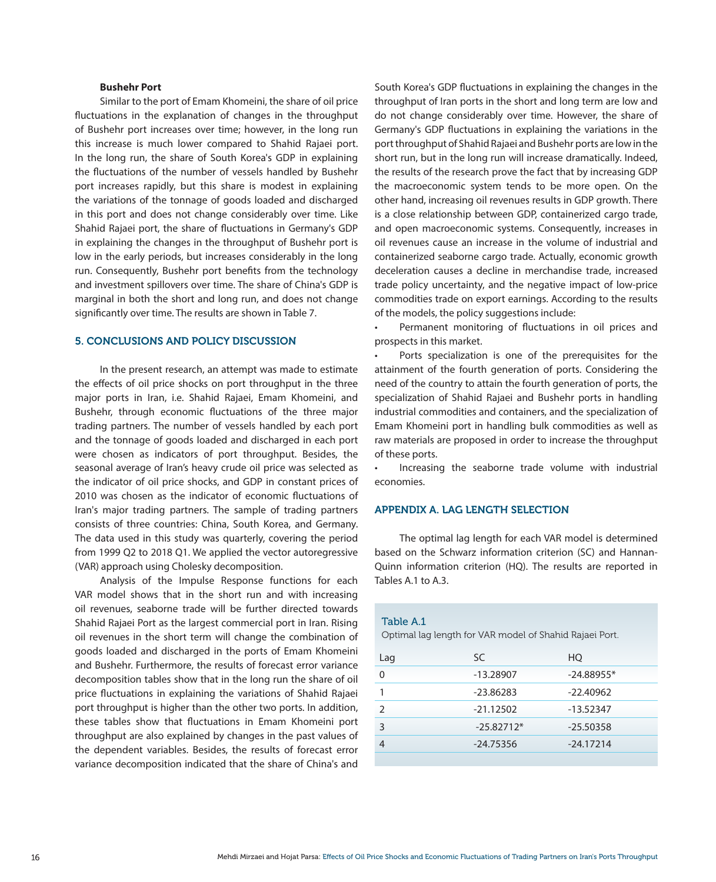#### Bushehr Port

Similar to the port of Emam Khomeini, the share of oil price fluctuations in the explanation of changes in the throughput of Bushehr port increases over time; however, in the long run this increase is much lower compared to Shahid Rajaei port. In the long run, the share of South Korea's GDP in explaining the fluctuations of the number of vessels handled by Bushehr port increases rapidly, but this share is modest in explaining the variations of the tonnage of goods loaded and discharged in this port and does not change considerably over time. Like Shahid Rajaei port, the share of fluctuations in Germany's GDP in explaining the changes in the throughput of Bushehr port is low in the early periods, but increases considerably in the long run. Consequently, Bushehr port benefits from the technology and investment spillovers over time. The share of China's GDP is marginal in both the short and long run, and does not change significantly over time. The results are shown in Table 7.

## 5. CONCLUSIONS AND POLICY DISCUSSION

In the present research, an attempt was made to estimate the effects of oil price shocks on port throughput in the three major ports in Iran, i.e. Shahid Rajaei, Emam Khomeini, and Bushehr, through economic fluctuations of the three major trading partners. The number of vessels handled by each port and the tonnage of goods loaded and discharged in each port were chosen as indicators of port throughput. Besides, the seasonal average of Iran's heavy crude oil price was selected as the indicator of oil price shocks, and GDP in constant prices of 2010 was chosen as the indicator of economic fluctuations of Iran's major trading partners. The sample of trading partners consists of three countries: China, South Korea, and Germany. The data used in this study was quarterly, covering the period from 1999 Q2 to 2018 Q1. We applied the vector autoregressive (VAR) approach using Cholesky decomposition.

Analysis of the Impulse Response functions for each VAR model shows that in the short run and with increasing oil revenues, seaborne trade will be further directed towards Shahid Rajaei Port as the largest commercial port in Iran. Rising oil revenues in the short term will change the combination of goods loaded and discharged in the ports of Emam Khomeini and Bushehr. Furthermore, the results of forecast error variance decomposition tables show that in the long run the share of oil price fluctuations in explaining the variations of Shahid Rajaei port throughput is higher than the other two ports. In addition, these tables show that fluctuations in Emam Khomeini port throughput are also explained by changes in the past values of the dependent variables. Besides, the results of forecast error variance decomposition indicated that the share of China's and South Korea's GDP fluctuations in explaining the changes in the throughput of Iran ports in the short and long term are low and do not change considerably over time. However, the share of Germany's GDP fluctuations in explaining the variations in the port throughput of Shahid Rajaei and Bushehr ports are low in the short run, but in the long run will increase dramatically. Indeed, the results of the research prove the fact that by increasing GDP the macroeconomic system tends to be more open. On the other hand, increasing oil revenues results in GDP growth. There is a close relationship between GDP, containerized cargo trade, and open macroeconomic systems. Consequently, increases in oil revenues cause an increase in the volume of industrial and containerized seaborne cargo trade. Actually, economic growth deceleration causes a decline in merchandise trade, increased trade policy uncertainty, and the negative impact of low-price commodities trade on export earnings. According to the results of the models, the policy suggestions include:

- Permanent monitoring of fluctuations in oil prices and prospects in this market.
- Ports specialization is one of the prerequisites for the attainment of the fourth generation of ports. Considering the need of the country to attain the fourth generation of ports, the specialization of Shahid Rajaei and Bushehr ports in handling industrial commodities and containers, and the specialization of Emam Khomeini port in handling bulk commodities as well as raw materials are proposed in order to increase the throughput of these ports.
- Increasing the seaborne trade volume with industrial economies.

## APPENDIX A. LAG LENGTH SELECTION

The optimal lag length for each VAR model is determined based on the Schwarz information criterion (SC) and Hannan-Quinn information criterion (HQ). The results are reported in Tables A.1 to A.3.

Table A.1
Optimal lag length for VAR model of Shahid Rajaei Port.

| Lag | SC | HQ |
|---|---|---|
| 0 | -13.28907 | -24.88955* |
| 1 | -23.86283 | -22.40962 |
| 2 | -21.12502 | -13.52347 |
| 3 | -25.82712* | -25.50358 |
| 4 | -24.75356 | -24.17214 |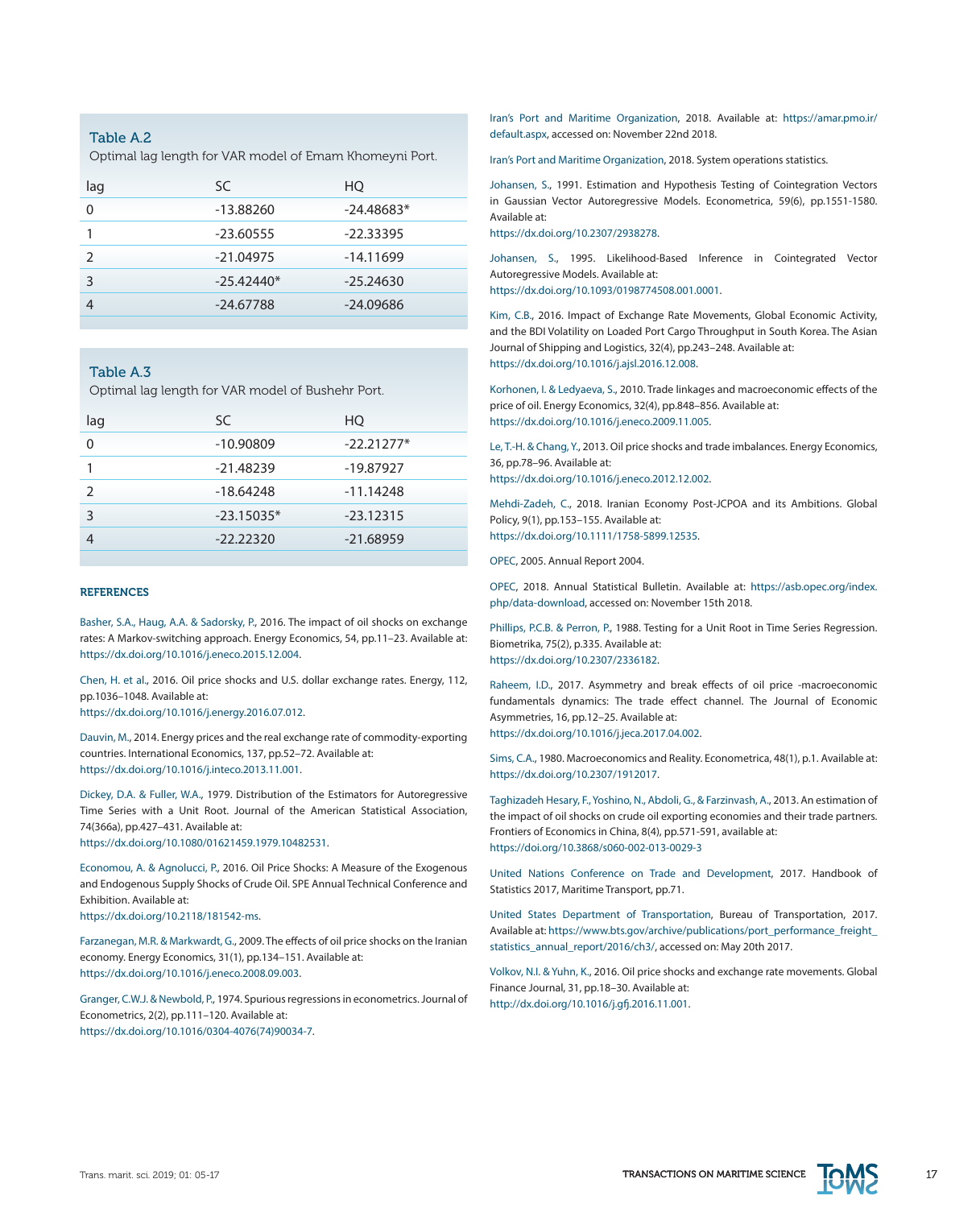Table A.2

Optimal lag length for VAR model of Emam Khomeyni Port.

| lag | SC | HQ |
|---|---|---|
| 0 | -13.88260 | -24.48683* |
| 1 | -23.60555 | -22.33395 |
| 2 | -21.04975 | -14.11699 |
| 3 | -25.42440* | -25.24630 |
| 4 | -24.67788 | -24.09686 |

Table A.3

Optimal lag length for VAR model of Bushehr Port.

| lag | SC | HQ |
|---|---|---|
| 0 | -10.90809 | -22.21277* |
| 1 | -21.48239 | -19.87927 |
| 2 | -18.64248 | -11.14248 |
| 3 | -23.15035* | -23.12315 |
| 4 | -22.22320 | -21.68959 |

## REFERENCES

Basher, S.A., Haug, A.A. & Sadorsky, P., 2016. The impact of oil shocks on exchange rates: A Markov-switching approach. Energy Economics, 54, pp.11–23. Available at: https://dx.doi.org/10.1016/j.eneco.2015.12.004.

Chen, H. et al., 2016. Oil price shocks and U.S. dollar exchange rates. Energy, 112, pp.1036–1048. Available at: https://dx.doi.org/10.1016/j.energy.2016.07.012.

Dauvin, M., 2014. Energy prices and the real exchange rate of commodity-exporting countries. International Economics, 137, pp.52–72. Available at: https://dx.doi.org/10.1016/j.inteco.2013.11.001.

Dickey, D.A. & Fuller, W.A., 1979. Distribution of the Estimators for Autoregressive Time Series with a Unit Root. Journal of the American Statistical Association, 74(366a), pp.427–431. Available at: https://dx.doi.org/10.1080/01621459.1979.10482531.

Economou, A. & Agnolucci, P., 2016. Oil Price Shocks: A Measure of the Exogenous and Endogenous Supply Shocks of Crude Oil. SPE Annual Technical Conference and Exhibition. Available at: https://dx.doi.org/10.2118/181542-ms.

Farzanegan, M.R. & Markwardt, G., 2009. The effects of oil price shocks on the Iranian economy. Energy Economics, 31(1), pp.134–151. Available at: https://dx.doi.org/10.1016/j.eneco.2008.09.003.

Granger, C.W.J. & Newbold, P., 1974. Spurious regressions in econometrics. Journal of Econometrics, 2(2), pp.111–120. Available at: https://dx.doi.org/10.1016/0304-4076(74)90034-7.

Iran's Port and Maritime Organization, 2018. Available at: https://amar.pmo.ir/default.aspx, accessed on: November 22nd 2018.

Iran's Port and Maritime Organization, 2018. System operations statistics.

Johansen, S., 1991. Estimation and Hypothesis Testing of Cointegration Vectors in Gaussian Vector Autoregressive Models. Econometrica, 59(6), pp.1551-1580. Available at: https://dx.doi.org/10.2307/2938278.

Johansen, S., 1995. Likelihood-Based Inference in Cointegrated Vector Autoregressive Models. Available at: https://dx.doi.org/10.1093/0198774508.001.0001.

Kim, C.B., 2016. Impact of Exchange Rate Movements, Global Economic Activity, and the BDI Volatility on Loaded Port Cargo Throughput in South Korea. The Asian Journal of Shipping and Logistics, 32(4), pp.243–248. Available at: https://dx.doi.org/10.1016/j.ajsl.2016.12.008.

Korhonen, I. & Ledyaeva, S., 2010. Trade linkages and macroeconomic effects of the price of oil. Energy Economics, 32(4), pp.848–856. Available at: https://dx.doi.org/10.1016/j.eneco.2009.11.005.

Le, T.-H. & Chang, Y., 2013. Oil price shocks and trade imbalances. Energy Economics, 36, pp.78–96. Available at: https://dx.doi.org/10.1016/j.eneco.2012.12.002.

Mehdi-Zadeh, C., 2018. Iranian Economy Post-JCPOA and its Ambitions. Global Policy, 9(1), pp.153–155. Available at: https://dx.doi.org/10.1111/1758-5899.12535.

OPEC, 2005. Annual Report 2004.

OPEC, 2018. Annual Statistical Bulletin. Available at: https://asb.opec.org/index.php/data-download, accessed on: November 15th 2018.

Phillips, P.C.B. & Perron, P., 1988. Testing for a Unit Root in Time Series Regression. Biometrika, 75(2), p.335. Available at: https://dx.doi.org/10.2307/2336182.

Raheem, I.D., 2017. Asymmetry and break effects of oil price -macroeconomic fundamentals dynamics: The trade effect channel. The Journal of Economic Asymmetries, 16, pp.12–25. Available at: https://dx.doi.org/10.1016/j.jeca.2017.04.002.

Sims, C.A., 1980. Macroeconomics and Reality. Econometrica, 48(1), p.1. Available at: https://dx.doi.org/10.2307/1912017.

Taghizadeh Hesary, F., Yoshino, N., Abdoli, G., & Farzinvash, A., 2013. An estimation of the impact of oil shocks on crude oil exporting economies and their trade partners. Frontiers of Economics in China, 8(4), pp.571-591, available at: https://doi.org/10.3868/s060-002-013-0029-3

United Nations Conference on Trade and Development, 2017. Handbook of Statistics 2017, Maritime Transport, pp.71.

United States Department of Transportation, Bureau of Transportation, 2017. Available at: https://www.bts.gov/archive/publications/port_performance_freight_statistics_annual_report/2016/ch3/, accessed on: May 20th 2017.

Volkov, N.I. & Yuhn, K., 2016. Oil price shocks and exchange rate movements. Global Finance Journal, 31, pp.18–30. Available at: http://dx.doi.org/10.1016/j.gfj.2016.11.001.